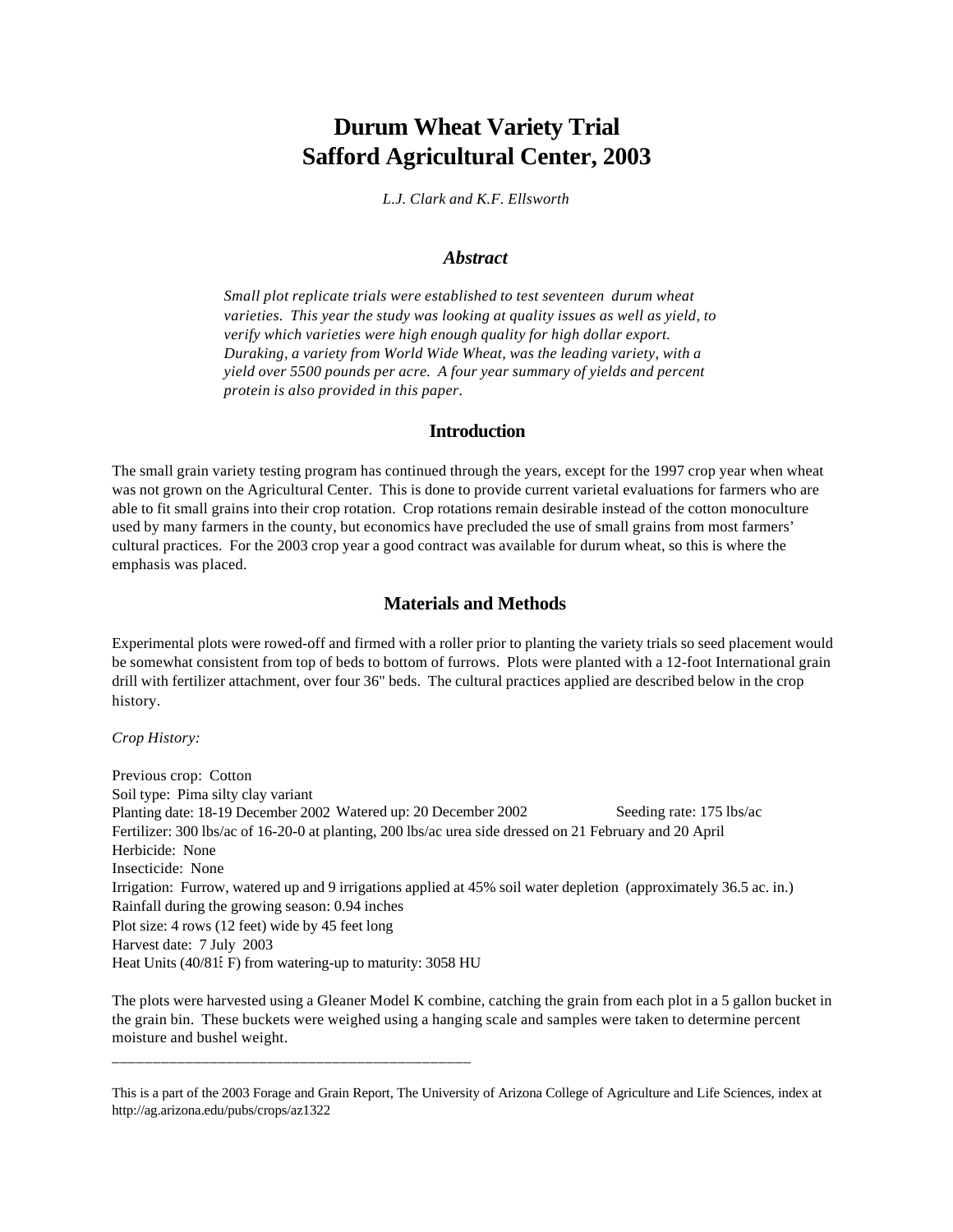# Durum Wheat Variety Trial
# Safford Agricultural Center, 2003

*L.J. Clark and K.F. Ellsworth*

## *Abstract*

*Small plot replicate trials were established to test seventeen durum wheat varieties. This year the study was looking at quality issues as well as yield, to verify which varieties were high enough quality for high dollar export. Duraking, a variety from World Wide Wheat, was the leading variety, with a yield over 5500 pounds per acre. A four year summary of yields and percent protein is also provided in this paper.*

## Introduction

The small grain variety testing program has continued through the years, except for the 1997 crop year when wheat was not grown on the Agricultural Center. This is done to provide current varietal evaluations for farmers who are able to fit small grains into their crop rotation. Crop rotations remain desirable instead of the cotton monoculture used by many farmers in the county, but economics have precluded the use of small grains from most farmers' cultural practices. For the 2003 crop year a good contract was available for durum wheat, so this is where the emphasis was placed.

## Materials and Methods

Experimental plots were rowed-off and firmed with a roller prior to planting the variety trials so seed placement would be somewhat consistent from top of beds to bottom of furrows. Plots were planted with a 12-foot International grain drill with fertilizer attachment, over four 36" beds. The cultural practices applied are described below in the crop history.

*Crop History:*

Previous crop: Cotton  
Soil type: Pima silty clay variant  
Planting date: 18-19 December 2002 Watered up: 20 December 2002 Seeding rate: 175 lbs/ac  
Fertilizer: 300 lbs/ac of 16-20-0 at planting, 200 lbs/ac urea side dressed on 21 February and 20 April  
Herbicide: None  
Insecticide: None  
Irrigation: Furrow, watered up and 9 irrigations applied at 45% soil water depletion (approximately 36.5 ac. in.)  
Rainfall during the growing season: 0.94 inches  
Plot size: 4 rows (12 feet) wide by 45 feet long  
Harvest date: 7 July 2003  
Heat Units (40/81° F) from watering-up to maturity: 3058 HU

The plots were harvested using a Gleaner Model K combine, catching the grain from each plot in a 5 gallon bucket in the grain bin. These buckets were weighed using a hanging scale and samples were taken to determine percent moisture and bushel weight.

---

This is a part of the 2003 Forage and Grain Report, The University of Arizona College of Agriculture and Life Sciences, index at http://ag.arizona.edu/pubs/crops/az1322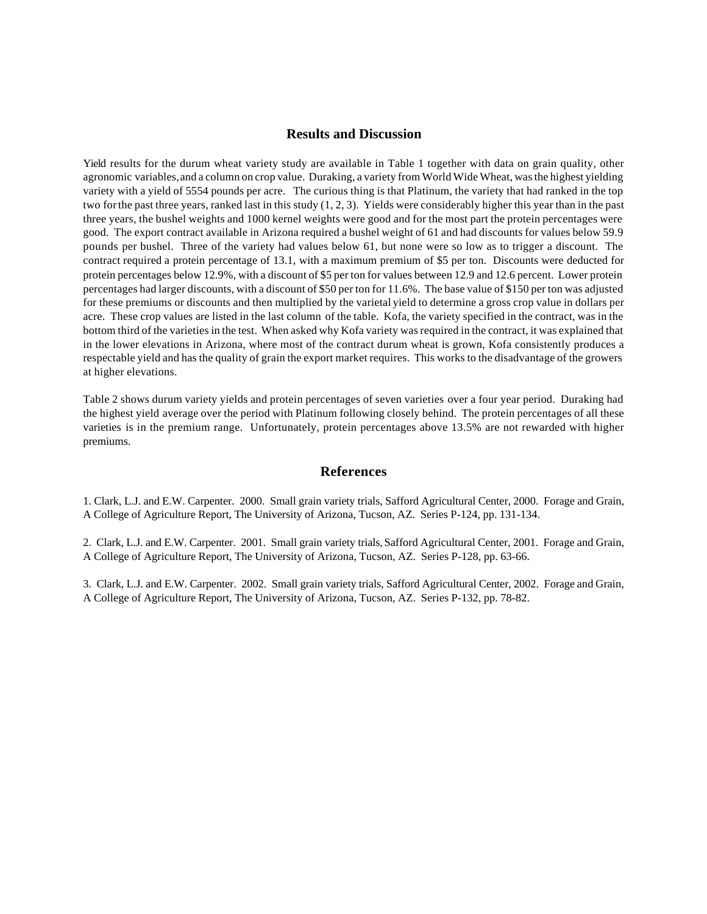## Results and Discussion

Yield results for the durum wheat variety study are available in Table 1 together with data on grain quality, other agronomic variables, and a column on crop value. Duraking, a variety from World Wide Wheat, was the highest yielding variety with a yield of 5554 pounds per acre. The curious thing is that Platinum, the variety that had ranked in the top two for the past three years, ranked last in this study (1, 2, 3). Yields were considerably higher this year than in the past three years, the bushel weights and 1000 kernel weights were good and for the most part the protein percentages were good. The export contract available in Arizona required a bushel weight of 61 and had discounts for values below 59.9 pounds per bushel. Three of the variety had values below 61, but none were so low as to trigger a discount. The contract required a protein percentage of 13.1, with a maximum premium of $5 per ton. Discounts were deducted for protein percentages below 12.9%, with a discount of $5 per ton for values between 12.9 and 12.6 percent. Lower protein percentages had larger discounts, with a discount of $50 per ton for 11.6%. The base value of $150 per ton was adjusted for these premiums or discounts and then multiplied by the varietal yield to determine a gross crop value in dollars per acre. These crop values are listed in the last column of the table. Kofa, the variety specified in the contract, was in the bottom third of the varieties in the test. When asked why Kofa variety was required in the contract, it was explained that in the lower elevations in Arizona, where most of the contract durum wheat is grown, Kofa consistently produces a respectable yield and has the quality of grain the export market requires. This works to the disadvantage of the growers at higher elevations.

Table 2 shows durum variety yields and protein percentages of seven varieties over a four year period. Duraking had the highest yield average over the period with Platinum following closely behind. The protein percentages of all these varieties is in the premium range. Unfortunately, protein percentages above 13.5% are not rewarded with higher premiums.

## References

1. Clark, L.J. and E.W. Carpenter. 2000. Small grain variety trials, Safford Agricultural Center, 2000. Forage and Grain, A College of Agriculture Report, The University of Arizona, Tucson, AZ. Series P-124, pp. 131-134.

2. Clark, L.J. and E.W. Carpenter. 2001. Small grain variety trials, Safford Agricultural Center, 2001. Forage and Grain, A College of Agriculture Report, The University of Arizona, Tucson, AZ. Series P-128, pp. 63-66.

3. Clark, L.J. and E.W. Carpenter. 2002. Small grain variety trials, Safford Agricultural Center, 2002. Forage and Grain, A College of Agriculture Report, The University of Arizona, Tucson, AZ. Series P-132, pp. 78-82.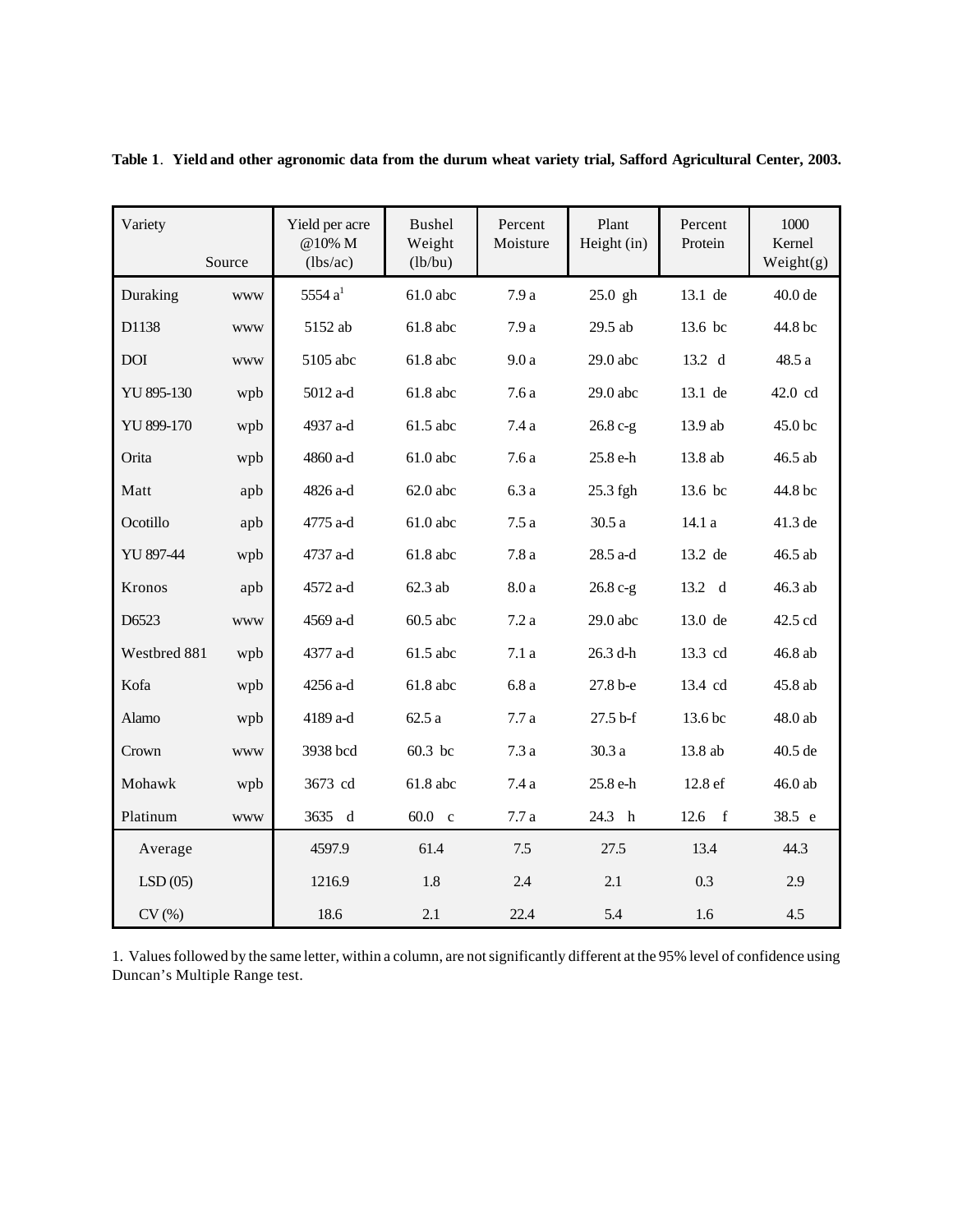**Table 1**. **Yield and other agronomic data from the durum wheat variety trial, Safford Agricultural Center, 2003.**

| Variety | Source | Yield per acre @10% M (lbs/ac) | Bushel Weight (lb/bu) | Percent Moisture | Plant Height (in) | Percent Protein | 1000 Kernel Weight(g) |
|---|---|---|---|---|---|---|---|
| Duraking | www | 5554 a[1] | 61.0 abc | 7.9 a | 25.0 gh | 13.1 de | 40.0 de |
| D1138 | www | 5152 ab | 61.8 abc | 7.9 a | 29.5 ab | 13.6 bc | 44.8 bc |
| DOI | www | 5105 abc | 61.8 abc | 9.0 a | 29.0 abc | 13.2 d | 48.5 a |
| YU 895-130 | wpb | 5012 a-d | 61.8 abc | 7.6 a | 29.0 abc | 13.1 de | 42.0 cd |
| YU 899-170 | wpb | 4937 a-d | 61.5 abc | 7.4 a | 26.8 c-g | 13.9 ab | 45.0 bc |
| Orita | wpb | 4860 a-d | 61.0 abc | 7.6 a | 25.8 e-h | 13.8 ab | 46.5 ab |
| Matt | apb | 4826 a-d | 62.0 abc | 6.3 a | 25.3 fgh | 13.6 bc | 44.8 bc |
| Ocotillo | apb | 4775 a-d | 61.0 abc | 7.5 a | 30.5 a | 14.1 a | 41.3 de |
| YU 897-44 | wpb | 4737 a-d | 61.8 abc | 7.8 a | 28.5 a-d | 13.2 de | 46.5 ab |
| Kronos | apb | 4572 a-d | 62.3 ab | 8.0 a | 26.8 c-g | 13.2 d | 46.3 ab |
| D6523 | www | 4569 a-d | 60.5 abc | 7.2 a | 29.0 abc | 13.0 de | 42.5 cd |
| Westbred 881 | wpb | 4377 a-d | 61.5 abc | 7.1 a | 26.3 d-h | 13.3 cd | 46.8 ab |
| Kofa | wpb | 4256 a-d | 61.8 abc | 6.8 a | 27.8 b-e | 13.4 cd | 45.8 ab |
| Alamo | wpb | 4189 a-d | 62.5 a | 7.7 a | 27.5 b-f | 13.6 bc | 48.0 ab |
| Crown | www | 3938 bcd | 60.3 bc | 7.3 a | 30.3 a | 13.8 ab | 40.5 de |
| Mohawk | wpb | 3673 cd | 61.8 abc | 7.4 a | 25.8 e-h | 12.8 ef | 46.0 ab |
| Platinum | www | 3635 d | 60.0 c | 7.7 a | 24.3 h | 12.6 f | 38.5 e |
| Average | | 4597.9 | 61.4 | 7.5 | 27.5 | 13.4 | 44.3 |
| LSD (05) | | 1216.9 | 1.8 | 2.4 | 2.1 | 0.3 | 2.9 |
| CV (%) | | 18.6 | 2.1 | 22.4 | 5.4 | 1.6 | 4.5 |

1. Values followed by the same letter, within a column, are not significantly different at the 95% level of confidence using Duncan's Multiple Range test.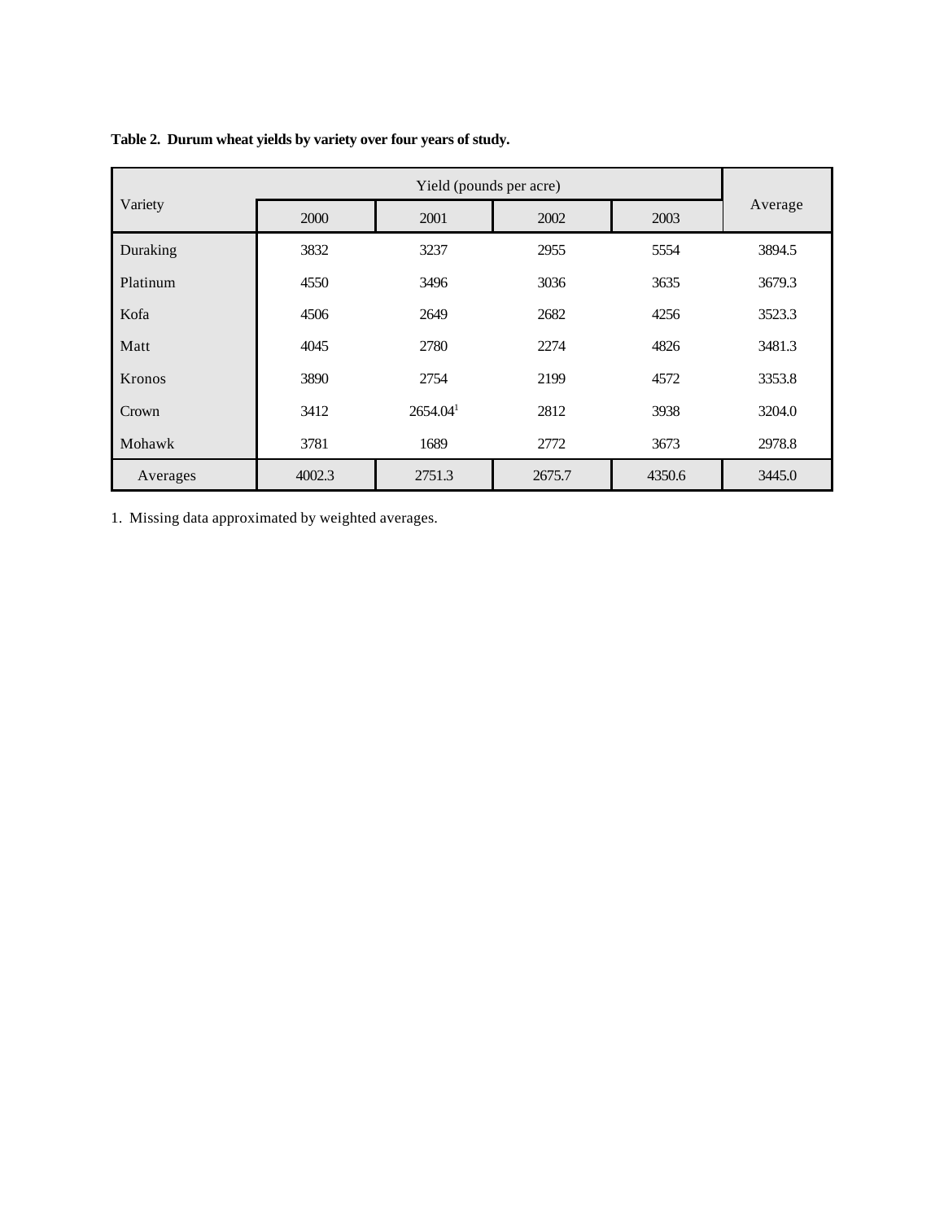**Table 2. Durum wheat yields by variety over four years of study.**

| Variety | Yield (pounds per acre) | | | | Average |
|---|---|---|---|---|---|
| | 2000 | 2001 | 2002 | 2003 | |
| Duraking | 3832 | 3237 | 2955 | 5554 | 3894.5 |
| Platinum | 4550 | 3496 | 3036 | 3635 | 3679.3 |
| Kofa | 4506 | 2649 | 2682 | 4256 | 3523.3 |
| Matt | 4045 | 2780 | 2274 | 4826 | 3481.3 |
| Kronos | 3890 | 2754 | 2199 | 4572 | 3353.8 |
| Crown | 3412 | 2654.04[1] | 2812 | 3938 | 3204.0 |
| Mohawk | 3781 | 1689 | 2772 | 3673 | 2978.8 |
| Averages | 4002.3 | 2751.3 | 2675.7 | 4350.6 | 3445.0 |

1. Missing data approximated by weighted averages.